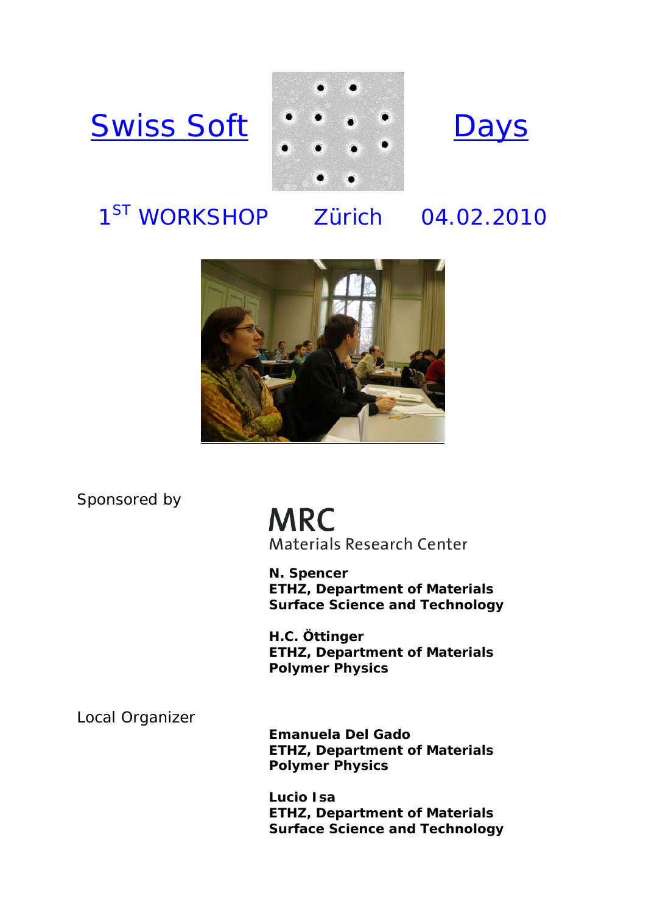# Swiss Soft Days

## 1[ST] WORKSHOP Zürich 04.02.2010

Sponsored by

MRC
Materials Research Center

**N. Spencer**
**ETHZ, Department of Materials**
**Surface Science and Technology**

**H.C. Öttinger**
**ETHZ, Department of Materials**
**Polymer Physics**

Local Organizer

**Emanuela Del Gado**
**ETHZ, Department of Materials**
**Polymer Physics**

**Lucio Isa**
**ETHZ, Department of Materials**
**Surface Science and Technology**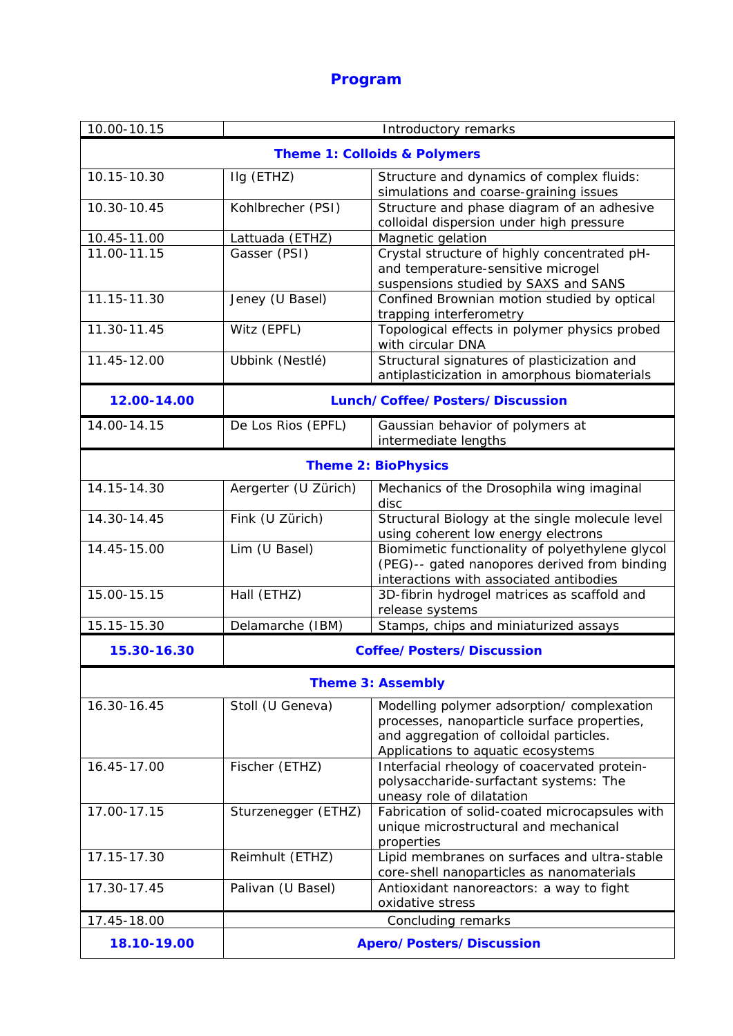# Program

| | | |
|---|---|---|
| 10.00-10.15 | Introductory remarks | |
| **Theme 1: Colloids & Polymers** | | |
| 10.15-10.30 | Ilg (ETHZ) | Structure and dynamics of complex fluids: simulations and coarse-graining issues |
| 10.30-10.45 | Kohlbrecher (PSI) | Structure and phase diagram of an adhesive colloidal dispersion under high pressure |
| 10.45-11.00 | Lattuada (ETHZ) | Magnetic gelation |
| 11.00-11.15 | Gasser (PSI) | Crystal structure of highly concentrated pH- and temperature-sensitive microgel suspensions studied by SAXS and SANS |
| 11.15-11.30 | Jeney (U Basel) | Confined Brownian motion studied by optical trapping interferometry |
| 11.30-11.45 | Witz (EPFL) | Topological effects in polymer physics probed with circular DNA |
| 11.45-12.00 | Ubbink (Nestlé) | Structural signatures of plasticization and antiplasticization in amorphous biomaterials |
| **12.00-14.00** | **Lunch/Coffee/Posters/Discussion** | |
| 14.00-14.15 | De Los Rios (EPFL) | Gaussian behavior of polymers at intermediate lengths |
| **Theme 2: BioPhysics** | | |
| 14.15-14.30 | Aergerter (U Zürich) | Mechanics of the Drosophila wing imaginal disc |
| 14.30-14.45 | Fink (U Zürich) | Structural Biology at the single molecule level using coherent low energy electrons |
| 14.45-15.00 | Lim (U Basel) | Biomimetic functionality of polyethylene glycol (PEG)-- gated nanopores derived from binding interactions with associated antibodies |
| 15.00-15.15 | Hall (ETHZ) | 3D-fibrin hydrogel matrices as scaffold and release systems |
| 15.15-15.30 | Delamarche (IBM) | Stamps, chips and miniaturized assays |
| **15.30-16.30** | **Coffee/Posters/Discussion** | |
| **Theme 3: Assembly** | | |
| 16.30-16.45 | Stoll (U Geneva) | Modelling polymer adsorption/ complexation processes, nanoparticle surface properties, and aggregation of colloidal particles. Applications to aquatic ecosystems |
| 16.45-17.00 | Fischer (ETHZ) | Interfacial rheology of coacervated protein-polysaccharide-surfactant systems: The uneasy role of dilatation |
| 17.00-17.15 | Sturzenegger (ETHZ) | Fabrication of solid-coated microcapsules with unique microstructural and mechanical properties |
| 17.15-17.30 | Reimhult (ETHZ) | Lipid membranes on surfaces and ultra-stable core-shell nanoparticles as nanomaterials |
| 17.30-17.45 | Palivan (U Basel) | Antioxidant nanoreactors: a way to fight oxidative stress |
| 17.45-18.00 | Concluding remarks | |
| **18.10-19.00** | **Apero/Posters/Discussion** | |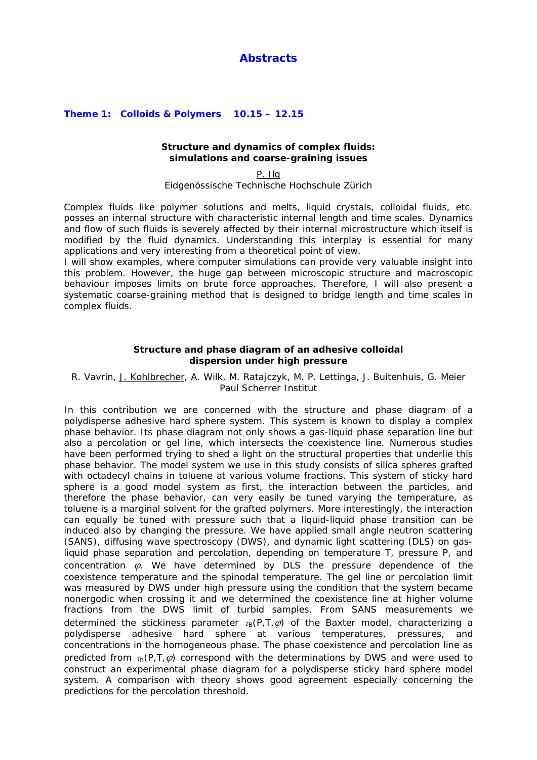# Abstracts

## Theme 1: Colloids & Polymers 10.15 – 12.15

### Structure and dynamics of complex fluids: simulations and coarse-graining issues

P. Ilg
Eidgenössische Technische Hochschule Zürich

Complex fluids like polymer solutions and melts, liquid crystals, colloidal fluids, etc. posses an internal structure with characteristic internal length and time scales. Dynamics and flow of such fluids is severely affected by their internal microstructure which itself is modified by the fluid dynamics. Understanding this interplay is essential for many applications and very interesting from a theoretical point of view.
I will show examples, where computer simulations can provide very valuable insight into this problem. However, the huge gap between microscopic structure and macroscopic behaviour imposes limits on brute force approaches. Therefore, I will also present a systematic coarse-graining method that is designed to bridge length and time scales in complex fluids.

### Structure and phase diagram of an adhesive colloidal dispersion under high pressure

R. Vavrin, J. Kohlbrecher, A. Wilk, M. Ratajczyk, M. P. Lettinga, J. Buitenhuis, G. Meier
Paul Scherrer Institut

In this contribution we are concerned with the structure and phase diagram of a polydisperse adhesive hard sphere system. This system is known to display a complex phase behavior. Its phase diagram not only shows a gas-liquid phase separation line but also a percolation or gel line, which intersects the coexistence line. Numerous studies have been performed trying to shed a light on the structural properties that underlie this phase behavior. The model system we use in this study consists of silica spheres grafted with octadecyl chains in toluene at various volume fractions. This system of sticky hard sphere is a good model system as first, the interaction between the particles, and therefore the phase behavior, can very easily be tuned varying the temperature, as toluene is a marginal solvent for the grafted polymers. More interestingly, the interaction can equally be tuned with pressure such that a liquid-liquid phase transition can be induced also by changing the pressure. We have applied small angle neutron scattering (SANS), diffusing wave spectroscopy (DWS), and dynamic light scattering (DLS) on gas-liquid phase separation and percolation, depending on temperature T, pressure P, and concentration $\varphi$. We have determined by DLS the pressure dependence of the coexistence temperature and the spinodal temperature. The gel line or percolation limit was measured by DWS under high pressure using the condition that the system became nonergodic when crossing it and we determined the coexistence line at higher volume fractions from the DWS limit of turbid samples. From SANS measurements we determined the stickiness parameter $\tau_B(P,T,\varphi)$ of the Baxter model, characterizing a polydisperse adhesive hard sphere at various temperatures, pressures, and concentrations in the homogeneous phase. The phase coexistence and percolation line as predicted from $\tau_B(P,T,\varphi)$ correspond with the determinations by DWS and were used to construct an experimental phase diagram for a polydisperse sticky hard sphere model system. A comparison with theory shows good agreement especially concerning the predictions for the percolation threshold.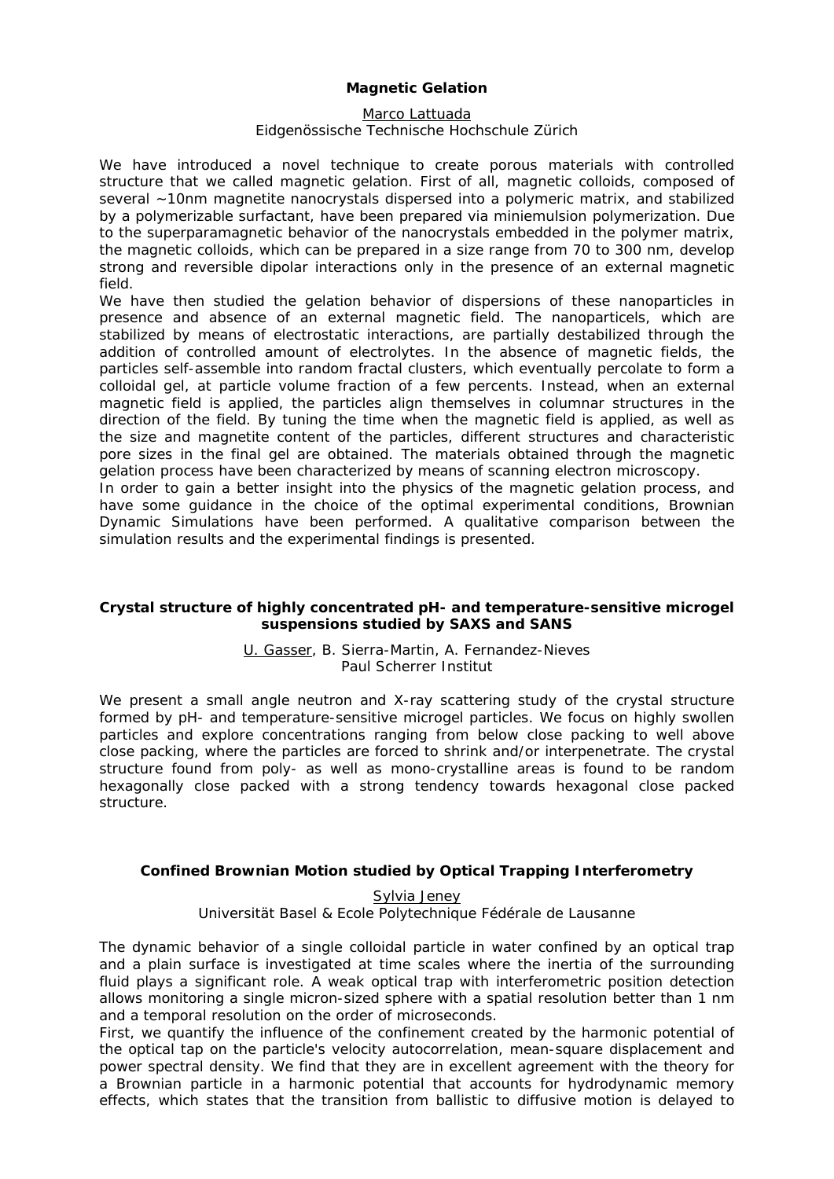### Magnetic Gelation

Marco Lattuada
Eidgenössische Technische Hochschule Zürich

We have introduced a novel technique to create porous materials with controlled structure that we called magnetic gelation. First of all, magnetic colloids, composed of several ~10nm magnetite nanocrystals dispersed into a polymeric matrix, and stabilized by a polymerizable surfactant, have been prepared via miniemulsion polymerization. Due to the superparamagnetic behavior of the nanocrystals embedded in the polymer matrix, the magnetic colloids, which can be prepared in a size range from 70 to 300 nm, develop strong and reversible dipolar interactions only in the presence of an external magnetic field.

We have then studied the gelation behavior of dispersions of these nanoparticles in presence and absence of an external magnetic field. The nanoparticels, which are stabilized by means of electrostatic interactions, are partially destabilized through the addition of controlled amount of electrolytes. In the absence of magnetic fields, the particles self-assemble into random fractal clusters, which eventually percolate to form a colloidal gel, at particle volume fraction of a few percents. Instead, when an external magnetic field is applied, the particles align themselves in columnar structures in the direction of the field. By tuning the time when the magnetic field is applied, as well as the size and magnetite content of the particles, different structures and characteristic pore sizes in the final gel are obtained. The materials obtained through the magnetic gelation process have been characterized by means of scanning electron microscopy.

In order to gain a better insight into the physics of the magnetic gelation process, and have some guidance in the choice of the optimal experimental conditions, Brownian Dynamic Simulations have been performed. A qualitative comparison between the simulation results and the experimental findings is presented.

### Crystal structure of highly concentrated pH- and temperature-sensitive microgel suspensions studied by SAXS and SANS

U. Gasser, B. Sierra-Martin, A. Fernandez-Nieves
Paul Scherrer Institut

We present a small angle neutron and X-ray scattering study of the crystal structure formed by pH- and temperature-sensitive microgel particles. We focus on highly swollen particles and explore concentrations ranging from below close packing to well above close packing, where the particles are forced to shrink and/or interpenetrate. The crystal structure found from poly- as well as mono-crystalline areas is found to be random hexagonally close packed with a strong tendency towards hexagonal close packed structure.

### Confined Brownian Motion studied by Optical Trapping Interferometry

Sylvia Jeney
Universität Basel & Ecole Polytechnique Fédérale de Lausanne

The dynamic behavior of a single colloidal particle in water confined by an optical trap and a plain surface is investigated at time scales where the inertia of the surrounding fluid plays a significant role. A weak optical trap with interferometric position detection allows monitoring a single micron-sized sphere with a spatial resolution better than 1 nm and a temporal resolution on the order of microseconds.

First, we quantify the influence of the confinement created by the harmonic potential of the optical tap on the particle's velocity autocorrelation, mean-square displacement and power spectral density. We find that they are in excellent agreement with the theory for a Brownian particle in a harmonic potential that accounts for hydrodynamic memory effects, which states that the transition from ballistic to diffusive motion is delayed to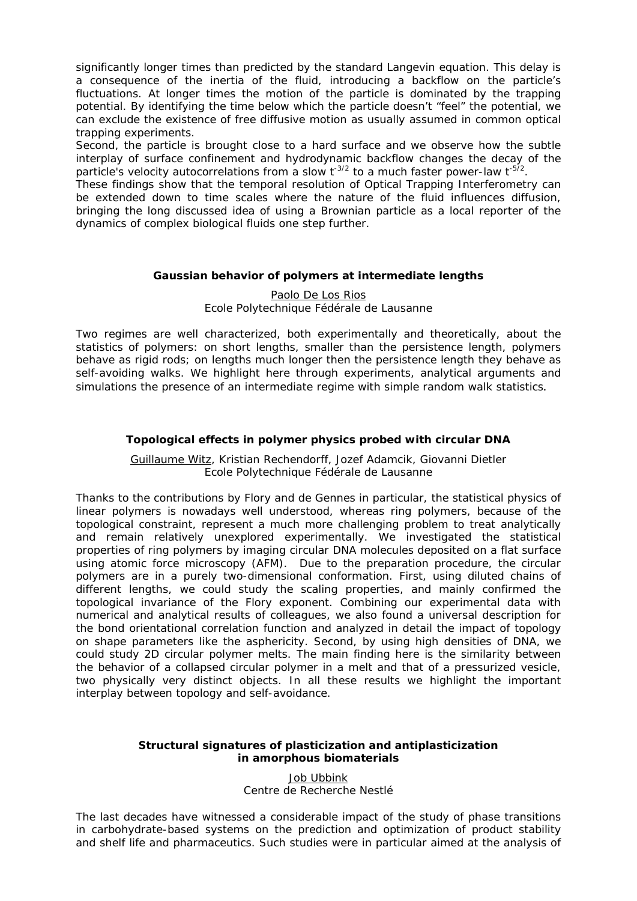significantly longer times than predicted by the standard Langevin equation. This delay is a consequence of the inertia of the fluid, introducing a backflow on the particle's fluctuations. At longer times the motion of the particle is dominated by the trapping potential. By identifying the time below which the particle doesn't "feel" the potential, we can exclude the existence of free diffusive motion as usually assumed in common optical trapping experiments.
Second, the particle is brought close to a hard surface and we observe how the subtle interplay of surface confinement and hydrodynamic backflow changes the decay of the particle's velocity autocorrelations from a slow $t^{-3/2}$ to a much faster power-law $t^{-5/2}$.
These findings show that the temporal resolution of Optical Trapping Interferometry can be extended down to time scales where the nature of the fluid influences diffusion, bringing the long discussed idea of using a Brownian particle as a local reporter of the dynamics of complex biological fluids one step further.

### Gaussian behavior of polymers at intermediate lengths

Paolo De Los Rios
Ecole Polytechnique Fédérale de Lausanne

Two regimes are well characterized, both experimentally and theoretically, about the statistics of polymers: on short lengths, smaller than the persistence length, polymers behave as rigid rods; on lengths much longer then the persistence length they behave as self-avoiding walks. We highlight here through experiments, analytical arguments and simulations the presence of an intermediate regime with simple random walk statistics.

### Topological effects in polymer physics probed with circular DNA

Guillaume Witz, Kristian Rechendorff, Jozef Adamcik, Giovanni Dietler
Ecole Polytechnique Fédérale de Lausanne

Thanks to the contributions by Flory and de Gennes in particular, the statistical physics of linear polymers is nowadays well understood, whereas ring polymers, because of the topological constraint, represent a much more challenging problem to treat analytically and remain relatively unexplored experimentally. We investigated the statistical properties of ring polymers by imaging circular DNA molecules deposited on a flat surface using atomic force microscopy (AFM). Due to the preparation procedure, the circular polymers are in a purely two-dimensional conformation. First, using diluted chains of different lengths, we could study the scaling properties, and mainly confirmed the topological invariance of the Flory exponent. Combining our experimental data with numerical and analytical results of colleagues, we also found a universal description for the bond orientational correlation function and analyzed in detail the impact of topology on shape parameters like the asphericity. Second, by using high densities of DNA, we could study 2D circular polymer melts. The main finding here is the similarity between the behavior of a collapsed circular polymer in a melt and that of a pressurized vesicle, two physically very distinct objects. In all these results we highlight the important interplay between topology and self-avoidance.

### Structural signatures of plasticization and antiplasticization in amorphous biomaterials

Job Ubbink
Centre de Recherche Nestlé

The last decades have witnessed a considerable impact of the study of phase transitions in carbohydrate-based systems on the prediction and optimization of product stability and shelf life and pharmaceutics. Such studies were in particular aimed at the analysis of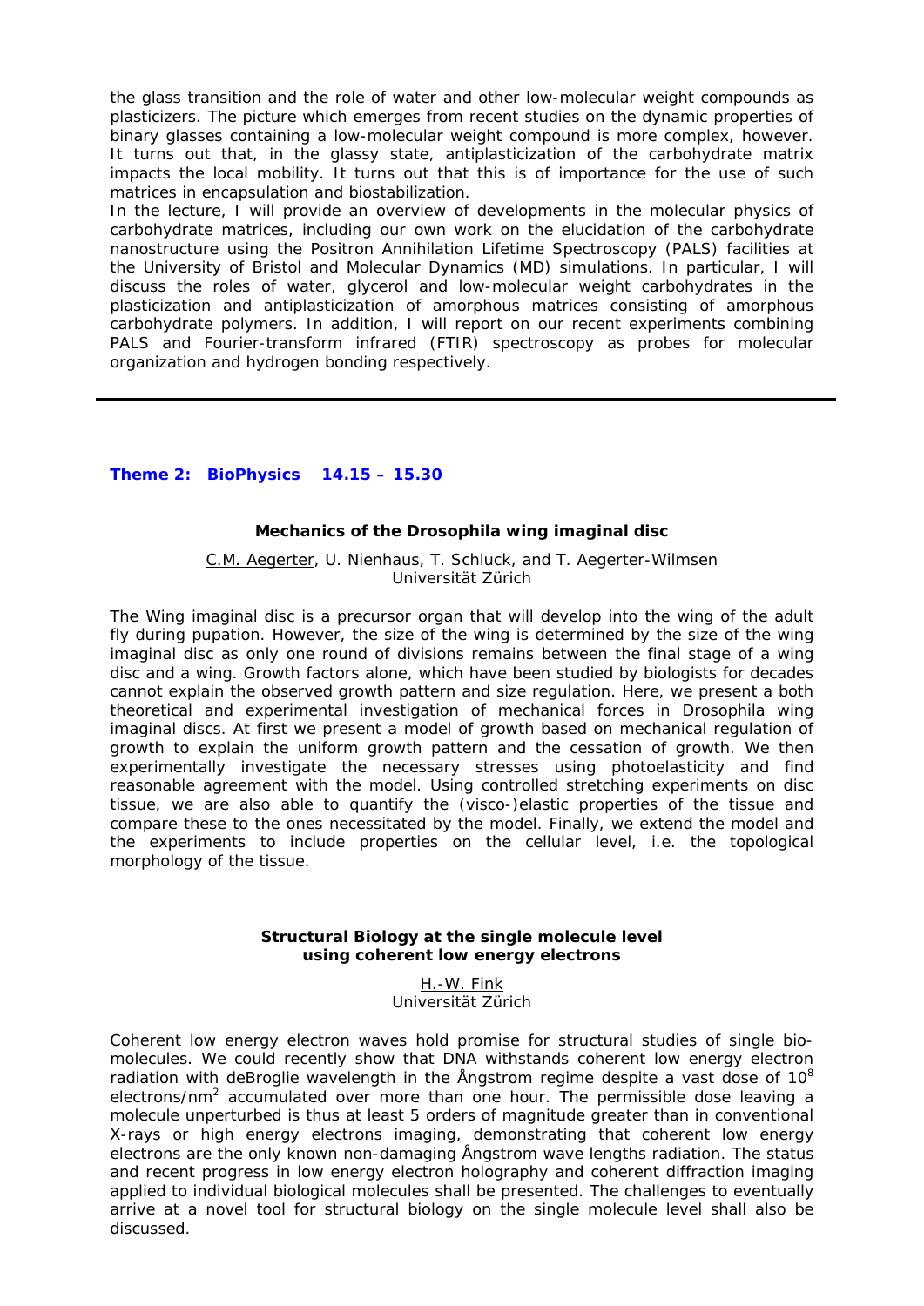the glass transition and the role of water and other low-molecular weight compounds as plasticizers. The picture which emerges from recent studies on the dynamic properties of binary glasses containing a low-molecular weight compound is more complex, however. It turns out that, in the glassy state, antiplasticization of the carbohydrate matrix impacts the local mobility. It turns out that this is of importance for the use of such matrices in encapsulation and biostabilization.

In the lecture, I will provide an overview of developments in the molecular physics of carbohydrate matrices, including our own work on the elucidation of the carbohydrate nanostructure using the Positron Annihilation Lifetime Spectroscopy (PALS) facilities at the University of Bristol and Molecular Dynamics (MD) simulations. In particular, I will discuss the roles of water, glycerol and low-molecular weight carbohydrates in the plasticization and antiplasticization of amorphous matrices consisting of amorphous carbohydrate polymers. In addition, I will report on our recent experiments combining PALS and Fourier-transform infrared (FTIR) spectroscopy as probes for molecular organization and hydrogen bonding respectively.

---

## Theme 2: BioPhysics 14.15 – 15.30

### Mechanics of the Drosophila wing imaginal disc

C.M. Aegerter, U. Nienhaus, T. Schluck, and T. Aegerter-Wilmsen
Universität Zürich

The Wing imaginal disc is a precursor organ that will develop into the wing of the adult fly during pupation. However, the size of the wing is determined by the size of the wing imaginal disc as only one round of divisions remains between the final stage of a wing disc and a wing. Growth factors alone, which have been studied by biologists for decades cannot explain the observed growth pattern and size regulation. Here, we present a both theoretical and experimental investigation of mechanical forces in Drosophila wing imaginal discs. At first we present a model of growth based on mechanical regulation of growth to explain the uniform growth pattern and the cessation of growth. We then experimentally investigate the necessary stresses using photoelasticity and find reasonable agreement with the model. Using controlled stretching experiments on disc tissue, we are also able to quantify the (visco-)elastic properties of the tissue and compare these to the ones necessitated by the model. Finally, we extend the model and the experiments to include properties on the cellular level, i.e. the topological morphology of the tissue.

### Structural Biology at the single molecule level using coherent low energy electrons

H.-W. Fink
Universität Zürich

Coherent low energy electron waves hold promise for structural studies of single bio-molecules. We could recently show that DNA withstands coherent low energy electron radiation with deBroglie wavelength in the Ångstrom regime despite a vast dose of $10^8$ electrons/nm$^2$ accumulated over more than one hour. The permissible dose leaving a molecule unperturbed is thus at least 5 orders of magnitude greater than in conventional X-rays or high energy electrons imaging, demonstrating that coherent low energy electrons are the only known non-damaging Ångstrom wave lengths radiation. The status and recent progress in low energy electron holography and coherent diffraction imaging applied to individual biological molecules shall be presented. The challenges to eventually arrive at a novel tool for structural biology on the single molecule level shall also be discussed.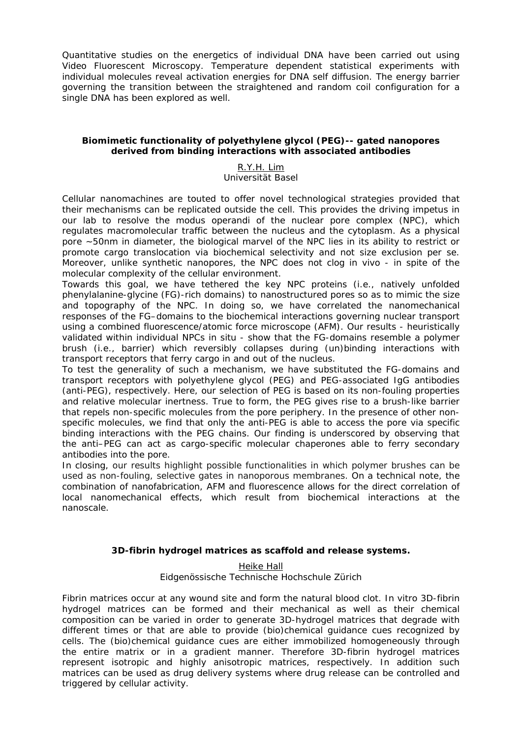Quantitative studies on the energetics of individual DNA have been carried out using Video Fluorescent Microscopy. Temperature dependent statistical experiments with individual molecules reveal activation energies for DNA self diffusion. The energy barrier governing the transition between the straightened and random coil configuration for a single DNA has been explored as well.

### Biomimetic functionality of polyethylene glycol (PEG)-- gated nanopores derived from binding interactions with associated antibodies

R.Y.H. Lim
Universität Basel

Cellular nanomachines are touted to offer novel technological strategies provided that their mechanisms can be replicated outside the cell. This provides the driving impetus in our lab to resolve the modus operandi of the nuclear pore complex (NPC), which regulates macromolecular traffic between the nucleus and the cytoplasm. As a physical pore ~50nm in diameter, the biological marvel of the NPC lies in its ability to restrict or promote cargo translocation via biochemical selectivity and not size exclusion per se. Moreover, unlike synthetic nanopores, the NPC does not clog in vivo - in spite of the molecular complexity of the cellular environment.

Towards this goal, we have tethered the key NPC proteins (i.e., natively unfolded phenylalanine-glycine (FG)-rich domains) to nanostructured pores so as to mimic the size and topography of the NPC. In doing so, we have correlated the nanomechanical responses of the FG–domains to the biochemical interactions governing nuclear transport using a combined fluorescence/atomic force microscope (AFM). Our results - heuristically validated within individual NPCs in situ - show that the FG-domains resemble a polymer brush (i.e., barrier) which reversibly collapses during (un)binding interactions with transport receptors that ferry cargo in and out of the nucleus.

To test the generality of such a mechanism, we have substituted the FG-domains and transport receptors with polyethylene glycol (PEG) and PEG-associated IgG antibodies (anti-PEG), respectively. Here, our selection of PEG is based on its non-fouling properties and relative molecular inertness. True to form, the PEG gives rise to a brush-like barrier that repels non-specific molecules from the pore periphery. In the presence of other non-specific molecules, we find that only the anti-PEG is able to access the pore via specific binding interactions with the PEG chains. Our finding is underscored by observing that the anti–PEG can act as cargo-specific molecular chaperones able to ferry secondary antibodies into the pore.

In closing, our results highlight possible functionalities in which polymer brushes can be used as non-fouling, selective gates in nanoporous membranes. On a technical note, the combination of nanofabrication, AFM and fluorescence allows for the direct correlation of local nanomechanical effects, which result from biochemical interactions at the nanoscale.

### 3D-fibrin hydrogel matrices as scaffold and release systems.

Heike Hall
Eidgenössische Technische Hochschule Zürich

Fibrin matrices occur at any wound site and form the natural blood clot. In vitro 3D-fibrin hydrogel matrices can be formed and their mechanical as well as their chemical composition can be varied in order to generate 3D-hydrogel matrices that degrade with different times or that are able to provide (bio)chemical guidance cues recognized by cells. The (bio)chemical guidance cues are either immobilized homogeneously through the entire matrix or in a gradient manner. Therefore 3D-fibrin hydrogel matrices represent isotropic and highly anisotropic matrices, respectively. In addition such matrices can be used as drug delivery systems where drug release can be controlled and triggered by cellular activity.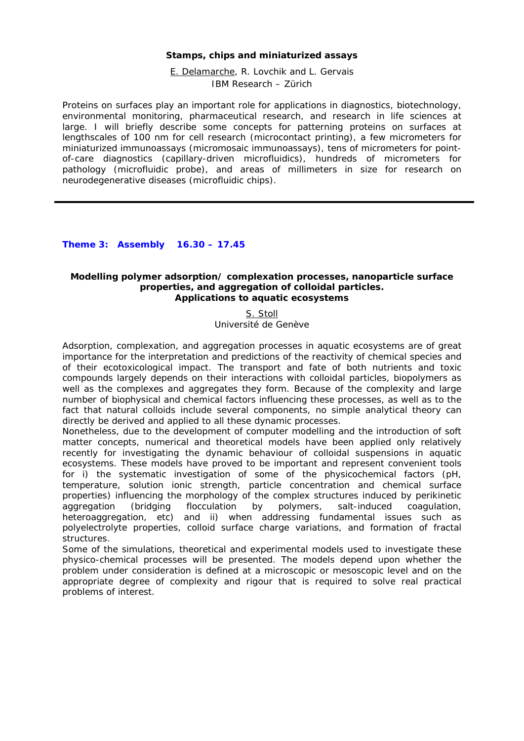**Stamps, chips and miniaturized assays**

E. Delamarche, R. Lovchik and L. Gervais
IBM Research – Zürich

Proteins on surfaces play an important role for applications in diagnostics, biotechnology, environmental monitoring, pharmaceutical research, and research in life sciences at large. I will briefly describe some concepts for patterning proteins on surfaces at lengthscales of 100 nm for cell research (microcontact printing), a few micrometers for miniaturized immunoassays (micromosaic immunoassays), tens of micrometers for point-of-care diagnostics (capillary-driven microfluidics), hundreds of micrometers for pathology (microfluidic probe), and areas of millimeters in size for research on neurodegenerative diseases (microfluidic chips).

---

## Theme 3: Assembly 16.30 – 17.45

**Modelling polymer adsorption/ complexation processes, nanoparticle surface properties, and aggregation of colloidal particles. Applications to aquatic ecosystems**

S. Stoll
Université de Genève

Adsorption, complexation, and aggregation processes in aquatic ecosystems are of great importance for the interpretation and predictions of the reactivity of chemical species and of their ecotoxicological impact. The transport and fate of both nutrients and toxic compounds largely depends on their interactions with colloidal particles, biopolymers as well as the complexes and aggregates they form. Because of the complexity and large number of biophysical and chemical factors influencing these processes, as well as to the fact that natural colloids include several components, no simple analytical theory can directly be derived and applied to all these dynamic processes.

Nonetheless, due to the development of computer modelling and the introduction of soft matter concepts, numerical and theoretical models have been applied only relatively recently for investigating the dynamic behaviour of colloidal suspensions in aquatic ecosystems. These models have proved to be important and represent convenient tools for i) the systematic investigation of some of the physicochemical factors (pH, temperature, solution ionic strength, particle concentration and chemical surface properties) influencing the morphology of the complex structures induced by perikinetic aggregation (bridging flocculation by polymers, salt-induced coagulation, heteroaggregation, etc) and ii) when addressing fundamental issues such as polyelectrolyte properties, colloid surface charge variations, and formation of fractal structures.

Some of the simulations, theoretical and experimental models used to investigate these physico-chemical processes will be presented. The models depend upon whether the problem under consideration is defined at a microscopic or mesoscopic level and on the appropriate degree of complexity and rigour that is required to solve real practical problems of interest.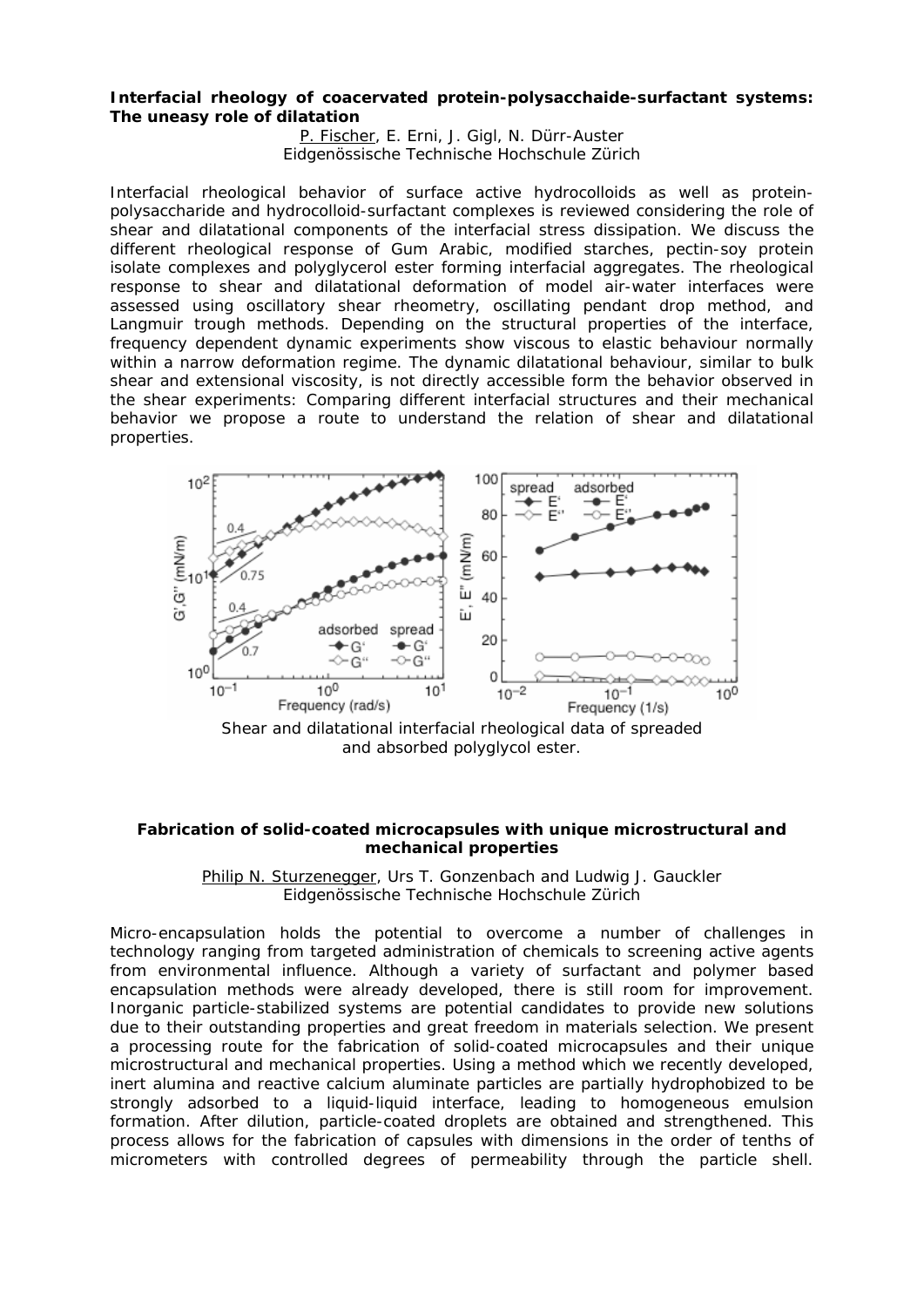**Interfacial rheology of coacervated protein-polysacchaide-surfactant systems: The uneasy role of dilatation**

P. Fischer, E. Erni, J. Gigl, N. Dürr-Auster
Eidgenössische Technische Hochschule Zürich

Interfacial rheological behavior of surface active hydrocolloids as well as protein-polysaccharide and hydrocolloid-surfactant complexes is reviewed considering the role of shear and dilatational components of the interfacial stress dissipation. We discuss the different rheological response of Gum Arabic, modified starches, pectin-soy protein isolate complexes and polyglycerol ester forming interfacial aggregates. The rheological response to shear and dilatational deformation of model air-water interfaces were assessed using oscillatory shear rheometry, oscillating pendant drop method, and Langmuir trough methods. Depending on the structural properties of the interface, frequency dependent dynamic experiments show viscous to elastic behaviour normally within a narrow deformation regime. The dynamic dilatational behaviour, similar to bulk shear and extensional viscosity, is not directly accessible form the behavior observed in the shear experiments: Comparing different interfacial structures and their mechanical behavior we propose a route to understand the relation of shear and dilatational properties.

Shear and dilatational interfacial rheological data of spreaded and absorbed polyglycol ester.

**Fabrication of solid-coated microcapsules with unique microstructural and mechanical properties**

Philip N. Sturzenegger, Urs T. Gonzenbach and Ludwig J. Gauckler
Eidgenössische Technische Hochschule Zürich

Micro-encapsulation holds the potential to overcome a number of challenges in technology ranging from targeted administration of chemicals to screening active agents from environmental influence. Although a variety of surfactant and polymer based encapsulation methods were already developed, there is still room for improvement. Inorganic particle-stabilized systems are potential candidates to provide new solutions due to their outstanding properties and great freedom in materials selection. We present a processing route for the fabrication of solid-coated microcapsules and their unique microstructural and mechanical properties. Using a method which we recently developed, inert alumina and reactive calcium aluminate particles are partially hydrophobized to be strongly adsorbed to a liquid-liquid interface, leading to homogeneous emulsion formation. After dilution, particle-coated droplets are obtained and strengthened. This process allows for the fabrication of capsules with dimensions in the order of tenths of micrometers with controlled degrees of permeability through the particle shell.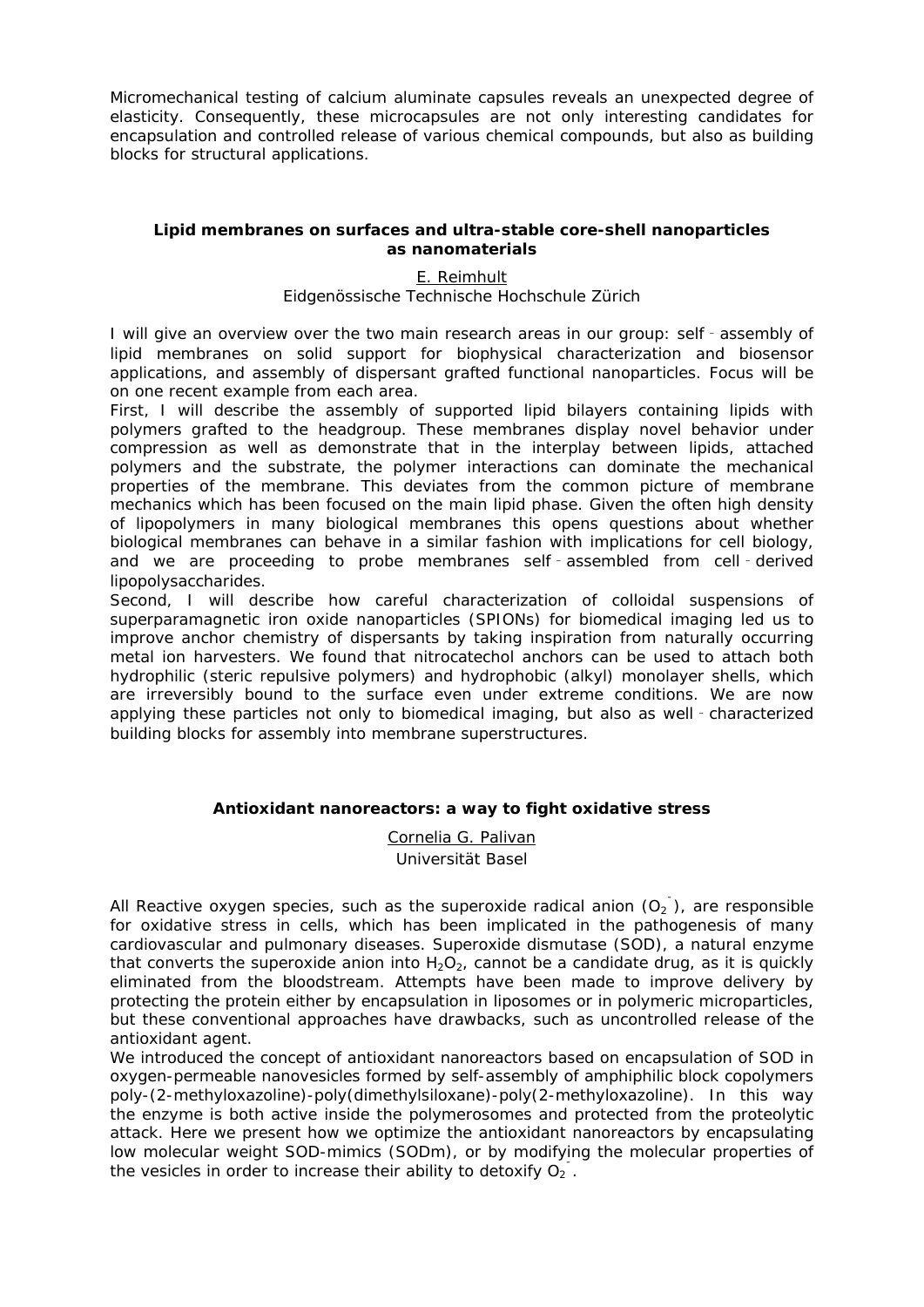Micromechanical testing of calcium aluminate capsules reveals an unexpected degree of elasticity. Consequently, these microcapsules are not only interesting candidates for encapsulation and controlled release of various chemical compounds, but also as building blocks for structural applications.

### Lipid membranes on surfaces and ultra-stable core-shell nanoparticles as nanomaterials

E. Reimhult
Eidgenössische Technische Hochschule Zürich

I will give an overview over the two main research areas in our group: self‐assembly of lipid membranes on solid support for biophysical characterization and biosensor applications, and assembly of dispersant grafted functional nanoparticles. Focus will be on one recent example from each area.

First, I will describe the assembly of supported lipid bilayers containing lipids with polymers grafted to the headgroup. These membranes display novel behavior under compression as well as demonstrate that in the interplay between lipids, attached polymers and the substrate, the polymer interactions can dominate the mechanical properties of the membrane. This deviates from the common picture of membrane mechanics which has been focused on the main lipid phase. Given the often high density of lipopolymers in many biological membranes this opens questions about whether biological membranes can behave in a similar fashion with implications for cell biology, and we are proceeding to probe membranes self‐assembled from cell‐derived lipopolysaccharides.

Second, I will describe how careful characterization of colloidal suspensions of superparamagnetic iron oxide nanoparticles (SPIONs) for biomedical imaging led us to improve anchor chemistry of dispersants by taking inspiration from naturally occurring metal ion harvesters. We found that nitrocatechol anchors can be used to attach both hydrophilic (steric repulsive polymers) and hydrophobic (alkyl) monolayer shells, which are irreversibly bound to the surface even under extreme conditions. We are now applying these particles not only to biomedical imaging, but also as well‐characterized building blocks for assembly into membrane superstructures.

### Antioxidant nanoreactors: a way to fight oxidative stress

Cornelia G. Palivan
Universität Basel

All Reactive oxygen species, such as the superoxide radical anion ($O_2^-$), are responsible for oxidative stress in cells, which has been implicated in the pathogenesis of many cardiovascular and pulmonary diseases. Superoxide dismutase (SOD), a natural enzyme that converts the superoxide anion into $H_2O_2$, cannot be a candidate drug, as it is quickly eliminated from the bloodstream. Attempts have been made to improve delivery by protecting the protein either by encapsulation in liposomes or in polymeric microparticles, but these conventional approaches have drawbacks, such as uncontrolled release of the antioxidant agent.

We introduced the concept of antioxidant nanoreactors based on encapsulation of SOD in oxygen-permeable nanovesicles formed by self-assembly of amphiphilic block copolymers poly-(2-methyloxazoline)-poly(dimethylsiloxane)-poly(2-methyloxazoline). In this way the enzyme is both active inside the polymerosomes and protected from the proteolytic attack. Here we present how we optimize the antioxidant nanoreactors by encapsulating low molecular weight SOD-mimics (SODm), or by modifying the molecular properties of the vesicles in order to increase their ability to detoxify $O_2^-$.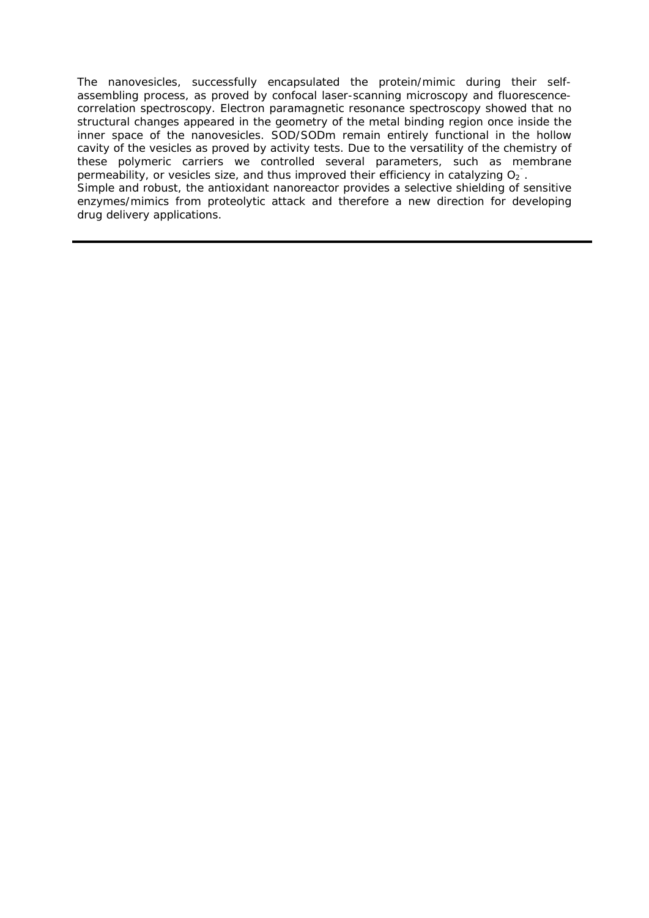The nanovesicles, successfully encapsulated the protein/mimic during their self-assembling process, as proved by confocal laser-scanning microscopy and fluorescence-correlation spectroscopy. Electron paramagnetic resonance spectroscopy showed that no structural changes appeared in the geometry of the metal binding region once inside the inner space of the nanovesicles. SOD/SODm remain entirely functional in the hollow cavity of the vesicles as proved by activity tests. Due to the versatility of the chemistry of these polymeric carriers we controlled several parameters, such as membrane permeability, or vesicles size, and thus improved their efficiency in catalyzing $O_2^-$.

Simple and robust, the antioxidant nanoreactor provides a selective shielding of sensitive enzymes/mimics from proteolytic attack and therefore a new direction for developing drug delivery applications.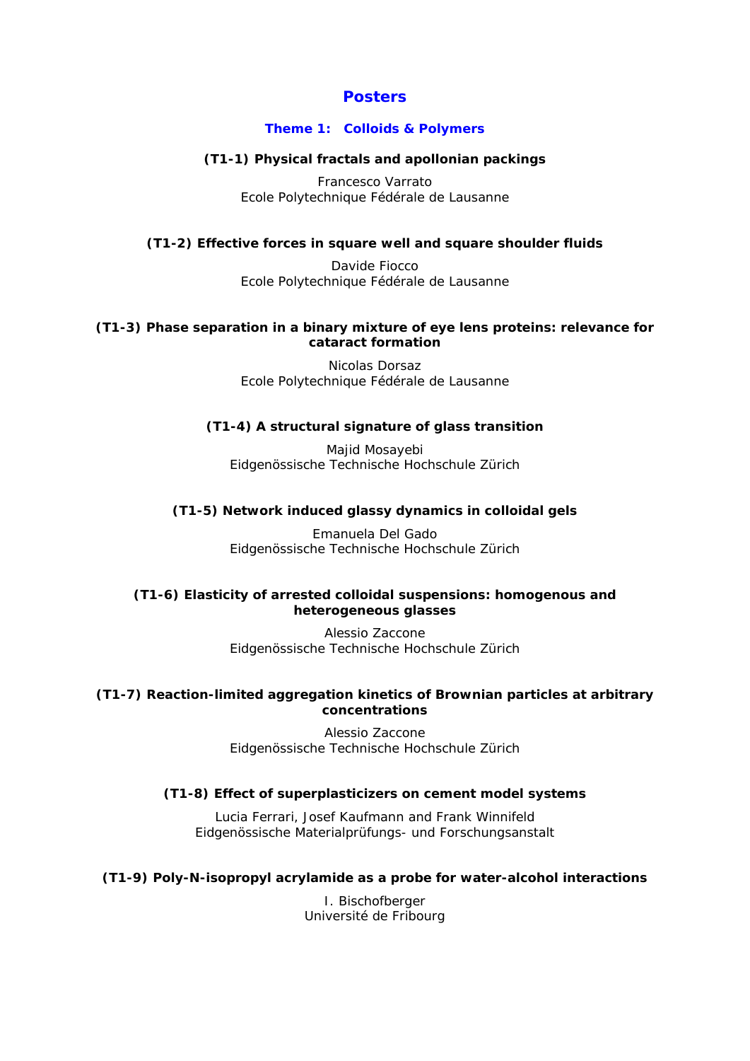# Posters

## Theme 1: Colloids & Polymers

### (T1-1) Physical fractals and apollonian packings

Francesco Varrato
Ecole Polytechnique Fédérale de Lausanne

### (T1-2) Effective forces in square well and square shoulder fluids

Davide Fiocco
Ecole Polytechnique Fédérale de Lausanne

### (T1-3) Phase separation in a binary mixture of eye lens proteins: relevance for cataract formation

Nicolas Dorsaz
Ecole Polytechnique Fédérale de Lausanne

### (T1-4) A structural signature of glass transition

Majid Mosayebi
Eidgenössische Technische Hochschule Zürich

### (T1-5) Network induced glassy dynamics in colloidal gels

Emanuela Del Gado
Eidgenössische Technische Hochschule Zürich

### (T1-6) Elasticity of arrested colloidal suspensions: homogenous and heterogeneous glasses

Alessio Zaccone
Eidgenössische Technische Hochschule Zürich

### (T1-7) Reaction-limited aggregation kinetics of Brownian particles at arbitrary concentrations

Alessio Zaccone
Eidgenössische Technische Hochschule Zürich

### (T1-8) Effect of superplasticizers on cement model systems

Lucia Ferrari, Josef Kaufmann and Frank Winnifeld
Eidgenössische Materialprüfungs- und Forschungsanstalt

### (T1-9) Poly-N-isopropyl acrylamide as a probe for water-alcohol interactions

I. Bischofberger
Université de Fribourg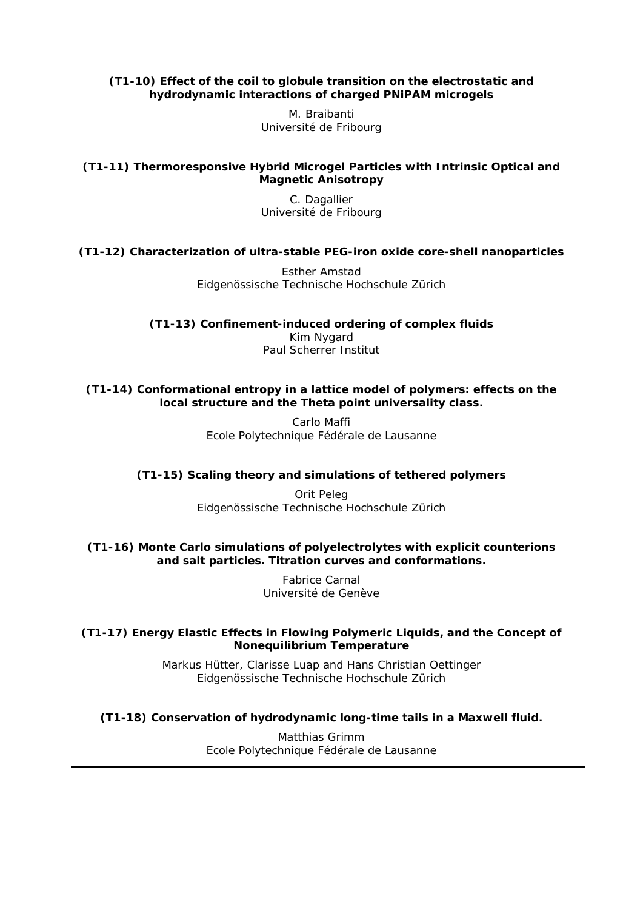**(T1-10) Effect of the coil to globule transition on the electrostatic and hydrodynamic interactions of charged PNiPAM microgels**

M. Braibanti
Université de Fribourg

**(T1-11) Thermoresponsive Hybrid Microgel Particles with Intrinsic Optical and Magnetic Anisotropy**

C. Dagallier
Université de Fribourg

**(T1-12) Characterization of ultra-stable PEG-iron oxide core-shell nanoparticles**

Esther Amstad
Eidgenössische Technische Hochschule Zürich

**(T1-13) Confinement-induced ordering of complex fluids**

Kim Nygard
Paul Scherrer Institut

**(T1-14) Conformational entropy in a lattice model of polymers: effects on the local structure and the Theta point universality class.**

Carlo Maffi
Ecole Polytechnique Fédérale de Lausanne

**(T1-15) Scaling theory and simulations of tethered polymers**

Orit Peleg
Eidgenössische Technische Hochschule Zürich

**(T1-16) Monte Carlo simulations of polyelectrolytes with explicit counterions and salt particles. Titration curves and conformations.**

Fabrice Carnal
Université de Genève

**(T1-17) Energy Elastic Effects in Flowing Polymeric Liquids, and the Concept of Nonequilibrium Temperature**

Markus Hütter, Clarisse Luap and Hans Christian Oettinger
Eidgenössische Technische Hochschule Zürich

**(T1-18) Conservation of hydrodynamic long-time tails in a Maxwell fluid.**

Matthias Grimm
Ecole Polytechnique Fédérale de Lausanne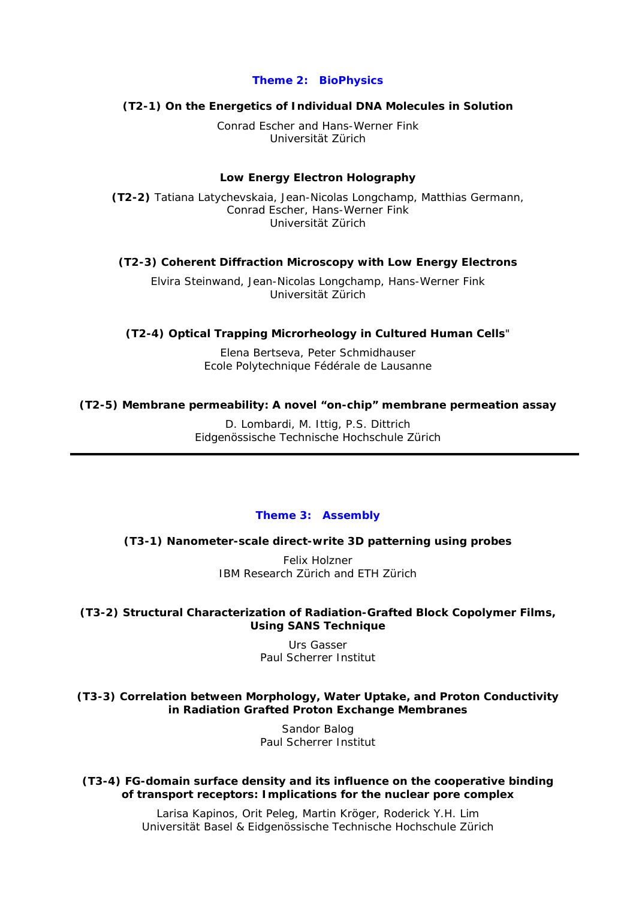## Theme 2: BioPhysics

**(T2-1) On the Energetics of Individual DNA Molecules in Solution**

Conrad Escher and Hans-Werner Fink
Universität Zürich

**Low Energy Electron Holography**

**(T2-2)** Tatiana Latychevskaia, Jean-Nicolas Longchamp, Matthias Germann, Conrad Escher, Hans-Werner Fink
Universität Zürich

**(T2-3) Coherent Diffraction Microscopy with Low Energy Electrons**

Elvira Steinwand, Jean-Nicolas Longchamp, Hans-Werner Fink
Universität Zürich

**(T2-4) Optical Trapping Microrheology in Cultured Human Cells**"

Elena Bertseva, Peter Schmidhauser
Ecole Polytechnique Fédérale de Lausanne

**(T2-5) Membrane permeability: A novel "on-chip" membrane permeation assay**

D. Lombardi, M. Ittig, P.S. Dittrich
Eidgenössische Technische Hochschule Zürich

---

## Theme 3: Assembly

**(T3-1) Nanometer-scale direct-write 3D patterning using probes**

Felix Holzner
IBM Research Zürich and ETH Zürich

**(T3-2) Structural Characterization of Radiation-Grafted Block Copolymer Films, Using SANS Technique**

Urs Gasser
Paul Scherrer Institut

**(T3-3) Correlation between Morphology, Water Uptake, and Proton Conductivity in Radiation Grafted Proton Exchange Membranes**

Sandor Balog
Paul Scherrer Institut

**(T3-4) FG-domain surface density and its influence on the cooperative binding of transport receptors: Implications for the nuclear pore complex**

Larisa Kapinos, Orit Peleg, Martin Kröger, Roderick Y.H. Lim
Universität Basel & Eidgenössische Technische Hochschule Zürich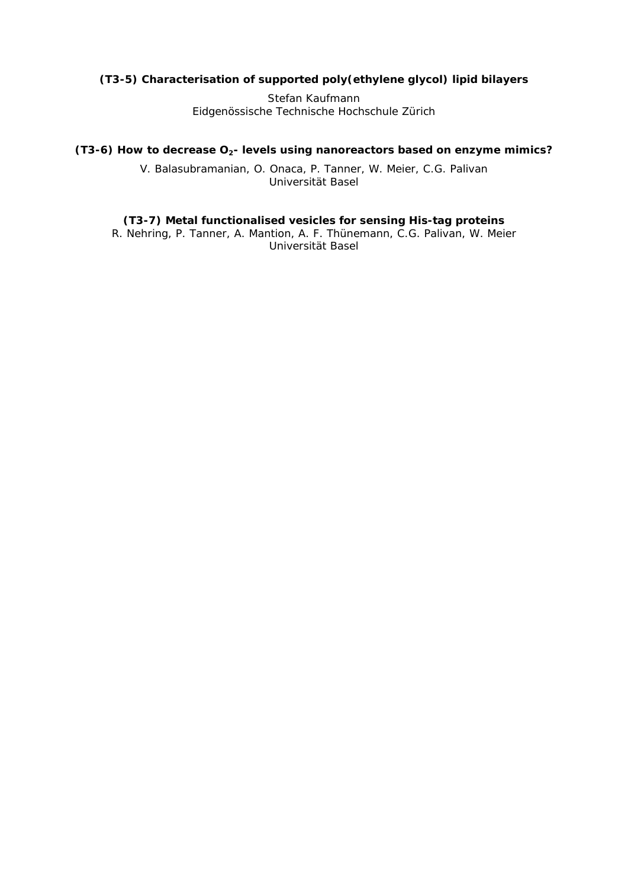**(T3-5) Characterisation of supported poly(ethylene glycol) lipid bilayers**

Stefan Kaufmann
Eidgenössische Technische Hochschule Zürich

**(T3-6) How to decrease $O_2$- levels using nanoreactors based on enzyme mimics?**

V. Balasubramanian, O. Onaca, P. Tanner, W. Meier, C.G. Palivan
Universität Basel

**(T3-7) Metal functionalised vesicles for sensing His-tag proteins**

R. Nehring, P. Tanner, A. Mantion, A. F. Thünemann, C.G. Palivan, W. Meier
Universität Basel